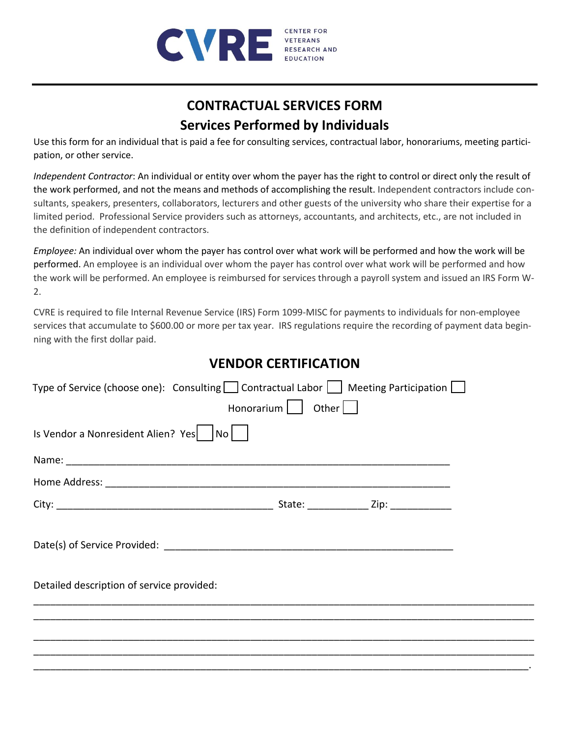CVRE CENTER FOR VETERANS RESEARCH AND EDUCATION

# CONTRACTUAL SERVICES FORM

## Services Performed by Individuals

Use this form for an individual that is paid a fee for consulting services, contractual labor, honorariums, meeting participation, or other service.

*Independent Contractor*: An individual or entity over whom the payer has the right to control or direct only the result of the work performed, and not the means and methods of accomplishing the result. Independent contractors include consultants, speakers, presenters, collaborators, lecturers and other guests of the university who share their expertise for a limited period. Professional Service providers such as attorneys, accountants, and architects, etc., are not included in the definition of independent contractors.

*Employee:* An individual over whom the payer has control over what work will be performed and how the work will be performed. An employee is an individual over whom the payer has control over what work will be performed and how the work will be performed. An employee is reimbursed for services through a payroll system and issued an IRS Form W-2.

CVRE is required to file Internal Revenue Service (IRS) Form 1099-MISC for payments to individuals for non-employee services that accumulate to $600.00 or more per tax year. IRS regulations require the recording of payment data beginning with the first dollar paid.

## VENDOR CERTIFICATION

Type of Service (choose one): Consulting ☐ Contractual Labor ☐ Meeting Participation ☐ Honorarium ☐ Other ☐

Is Vendor a Nonresident Alien? Yes ☐ No ☐

Name: ______________________________________________________________________

Home Address: ________________________________________________________________

City: ________________________________________ State: ___________ Zip: ___________

Date(s) of Service Provided: _____________________________________________________

Detailed description of service provided:

_____________________________________________________________________________________

_____________________________________________________________________________________

_____________________________________________________________________________________

_____________________________________________________________________________________

_____________________________________________________________________________________.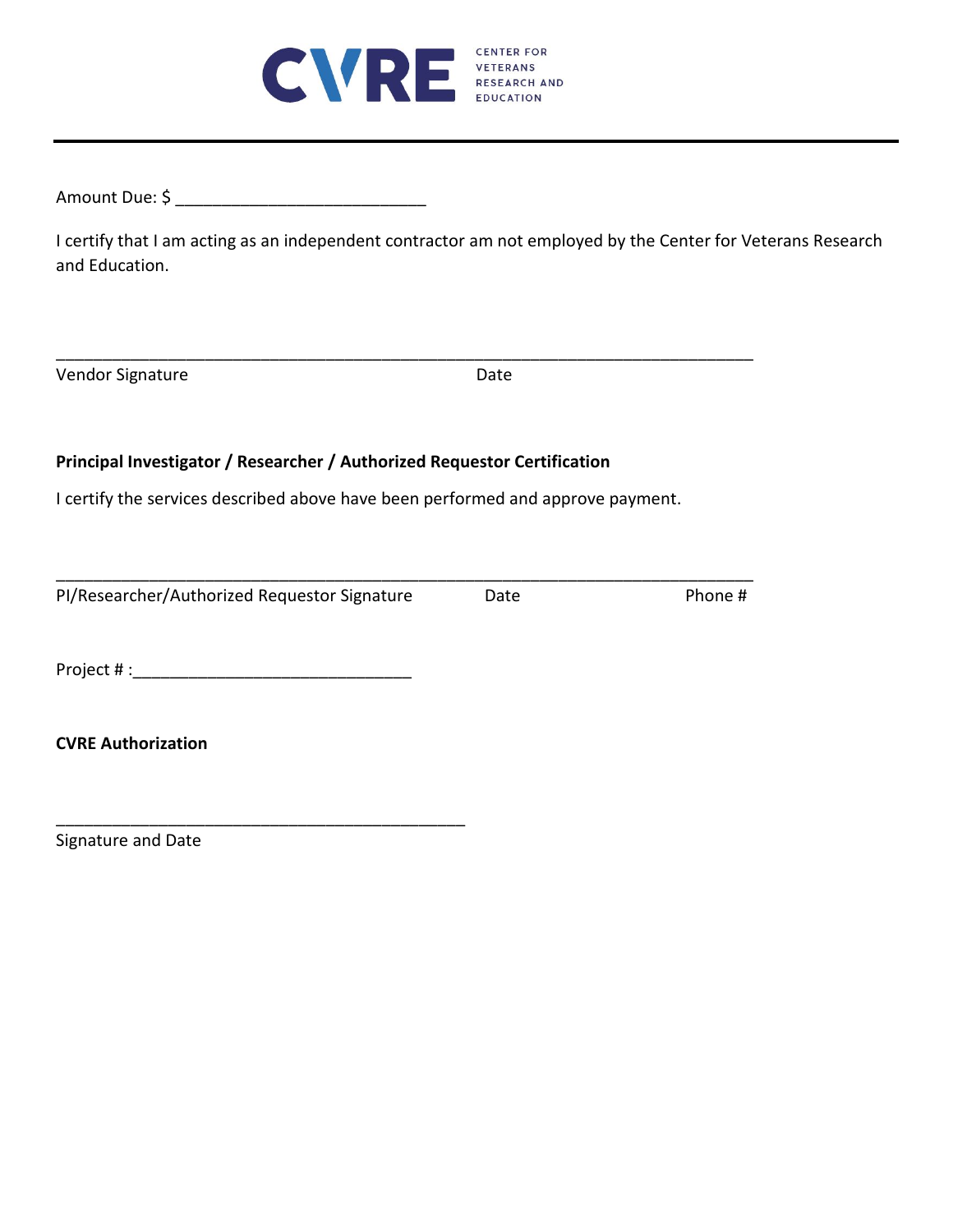CVRE CENTER FOR VETERANS RESEARCH AND EDUCATION

---

Amount Due: $ ___________________________

I certify that I am acting as an independent contractor am not employed by the Center for Veterans Research and Education.

_____________________________________________________________________________

Vendor Signature                                        Date

**Principal Investigator / Researcher / Authorized Requestor Certification**

I certify the services described above have been performed and approve payment.

_____________________________________________________________________________

PI/Researcher/Authorized Requestor Signature          Date                    Phone #

Project # :______________________________

**CVRE Authorization**

_____________________________________________

Signature and Date